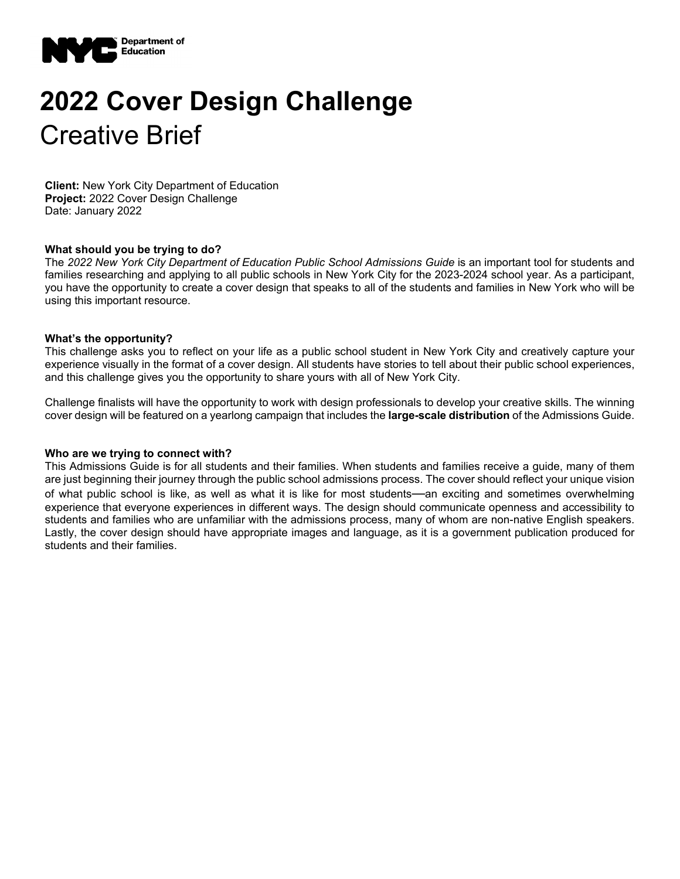NYC Department of Education

# 2022 Cover Design Challenge

## Creative Brief

**Client:** New York City Department of Education
**Project:** 2022 Cover Design Challenge
Date: January 2022

### What should you be trying to do?

The *2022 New York City Department of Education Public School Admissions Guide* is an important tool for students and families researching and applying to all public schools in New York City for the 2023-2024 school year. As a participant, you have the opportunity to create a cover design that speaks to all of the students and families in New York who will be using this important resource.

### What's the opportunity?

This challenge asks you to reflect on your life as a public school student in New York City and creatively capture your experience visually in the format of a cover design. All students have stories to tell about their public school experiences, and this challenge gives you the opportunity to share yours with all of New York City.

Challenge finalists will have the opportunity to work with design professionals to develop your creative skills. The winning cover design will be featured on a yearlong campaign that includes the **large-scale distribution** of the Admissions Guide.

### Who are we trying to connect with?

This Admissions Guide is for all students and their families. When students and families receive a guide, many of them are just beginning their journey through the public school admissions process. The cover should reflect your unique vision of what public school is like, as well as what it is like for most students—an exciting and sometimes overwhelming experience that everyone experiences in different ways. The design should communicate openness and accessibility to students and families who are unfamiliar with the admissions process, many of whom are non-native English speakers. Lastly, the cover design should have appropriate images and language, as it is a government publication produced for students and their families.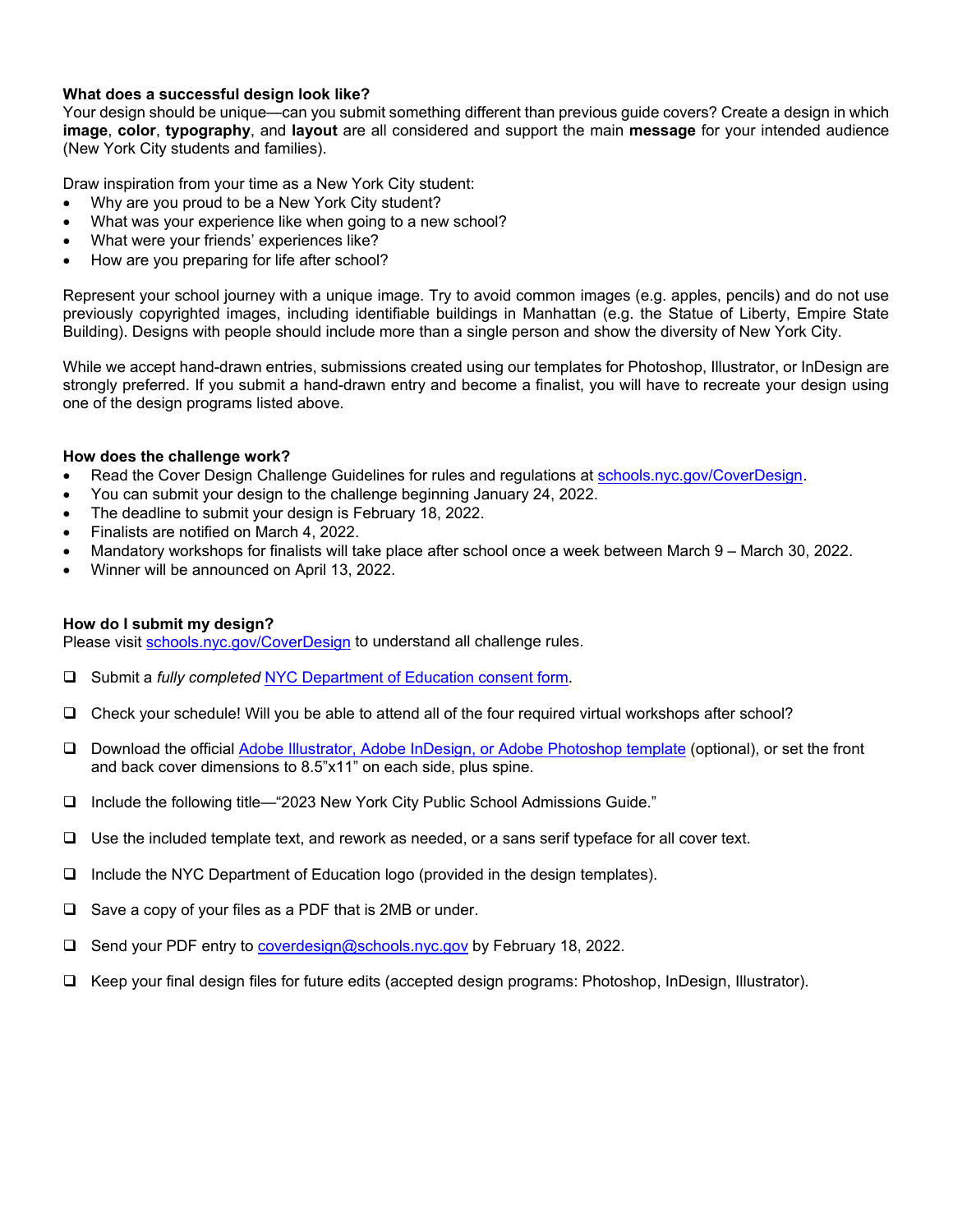**What does a successful design look like?**
Your design should be unique—can you submit something different than previous guide covers? Create a design in which **image**, **color**, **typography**, and **layout** are all considered and support the main **message** for your intended audience (New York City students and families).

Draw inspiration from your time as a New York City student:

- Why are you proud to be a New York City student?
- What was your experience like when going to a new school?
- What were your friends' experiences like?
- How are you preparing for life after school?

Represent your school journey with a unique image. Try to avoid common images (e.g. apples, pencils) and do not use previously copyrighted images, including identifiable buildings in Manhattan (e.g. the Statue of Liberty, Empire State Building). Designs with people should include more than a single person and show the diversity of New York City.

While we accept hand-drawn entries, submissions created using our templates for Photoshop, Illustrator, or InDesign are strongly preferred. If you submit a hand-drawn entry and become a finalist, you will have to recreate your design using one of the design programs listed above.

**How does the challenge work?**

- Read the Cover Design Challenge Guidelines for rules and regulations at [schools.nyc.gov/CoverDesign](schools.nyc.gov/CoverDesign).
- You can submit your design to the challenge beginning January 24, 2022.
- The deadline to submit your design is February 18, 2022.
- Finalists are notified on March 4, 2022.
- Mandatory workshops for finalists will take place after school once a week between March 9 – March 30, 2022.
- Winner will be announced on April 13, 2022.

**How do I submit my design?**
Please visit [schools.nyc.gov/CoverDesign](schools.nyc.gov/CoverDesign) to understand all challenge rules.

- ❑ Submit a *fully completed* NYC Department of Education consent form.
- ❑ Check your schedule! Will you be able to attend all of the four required virtual workshops after school?
- ❑ Download the official Adobe Illustrator, Adobe InDesign, or Adobe Photoshop template (optional), or set the front and back cover dimensions to 8.5"x11" on each side, plus spine.
- ❑ Include the following title—"2023 New York City Public School Admissions Guide."
- ❑ Use the included template text, and rework as needed, or a sans serif typeface for all cover text.
- ❑ Include the NYC Department of Education logo (provided in the design templates).
- ❑ Save a copy of your files as a PDF that is 2MB or under.
- ❑ Send your PDF entry to coverdesign@schools.nyc.gov by February 18, 2022.
- ❑ Keep your final design files for future edits (accepted design programs: Photoshop, InDesign, Illustrator).